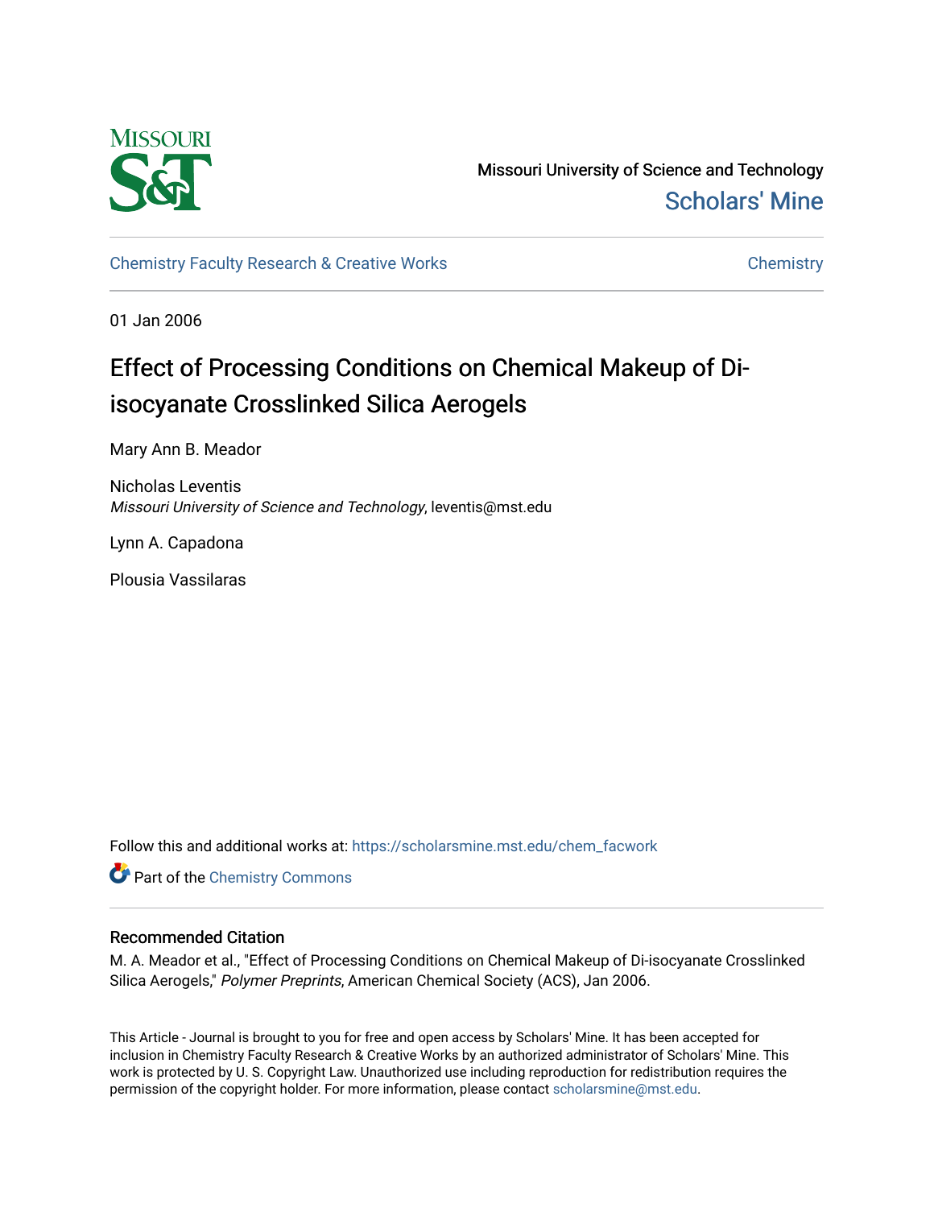Missouri University of Science and Technology

Scholars' Mine

Chemistry Faculty Research & Creative Works

Chemistry

01 Jan 2006

# Effect of Processing Conditions on Chemical Makeup of Di-isocyanate Crosslinked Silica Aerogels

Mary Ann B. Meador

Nicholas Leventis
*Missouri University of Science and Technology*, leventis@mst.edu

Lynn A. Capadona

Plousia Vassilaras

Follow this and additional works at: https://scholarsmine.mst.edu/chem_facwork

Part of the Chemistry Commons

## Recommended Citation

M. A. Meador et al., "Effect of Processing Conditions on Chemical Makeup of Di-isocyanate Crosslinked Silica Aerogels," *Polymer Preprints*, American Chemical Society (ACS), Jan 2006.

This Article - Journal is brought to you for free and open access by Scholars' Mine. It has been accepted for inclusion in Chemistry Faculty Research & Creative Works by an authorized administrator of Scholars' Mine. This work is protected by U. S. Copyright Law. Unauthorized use including reproduction for redistribution requires the permission of the copyright holder. For more information, please contact scholarsmine@mst.edu.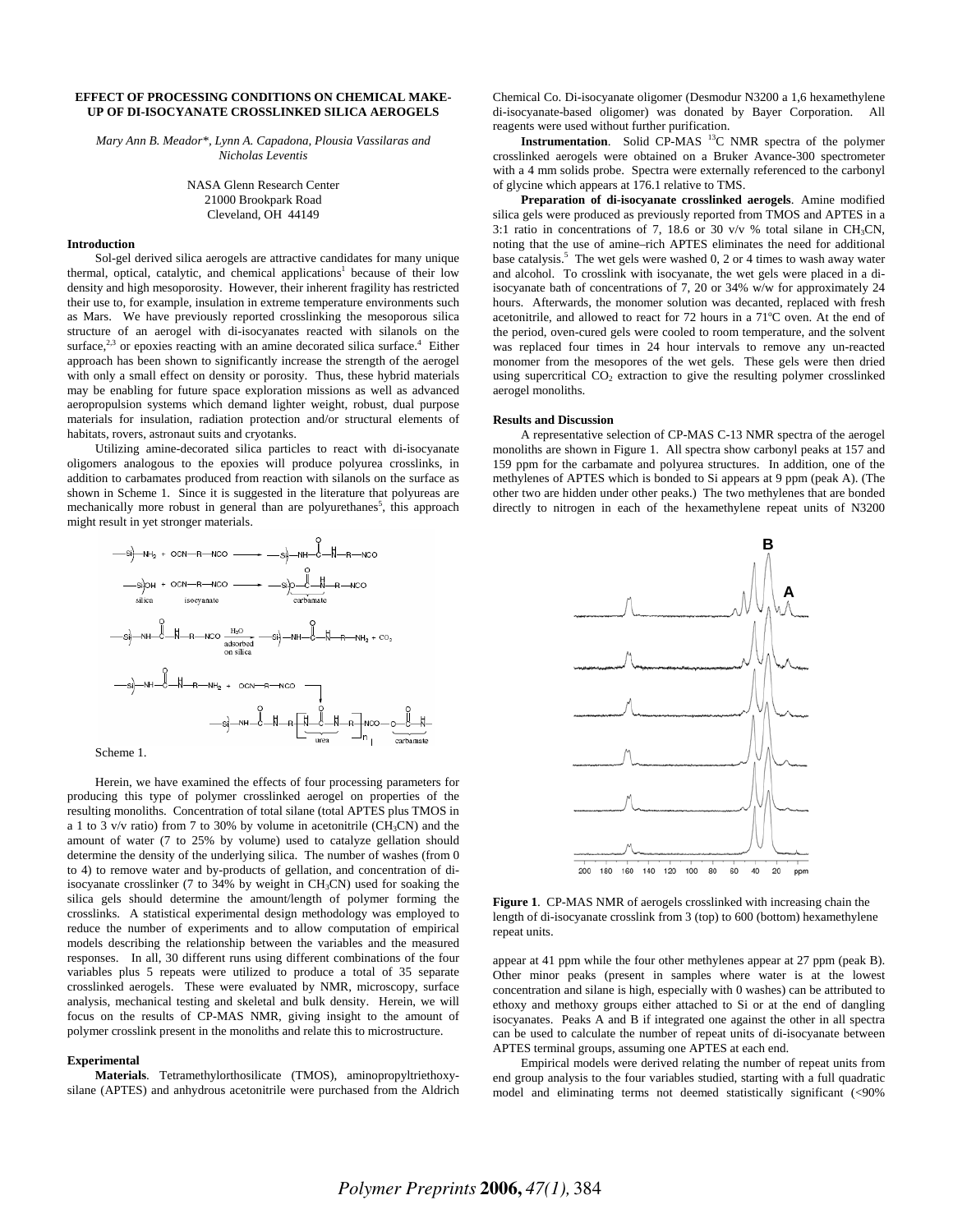# EFFECT OF PROCESSING CONDITIONS ON CHEMICAL MAKE-UP OF DI-ISOCYANATE CROSSLINKED SILICA AEROGELS

*Mary Ann B. Meador\*, Lynn A. Capadona, Plousia Vassilaras and Nicholas Leventis*

NASA Glenn Research Center
21000 Brookpark Road
Cleveland, OH 44149

## Introduction

Sol-gel derived silica aerogels are attractive candidates for many unique thermal, optical, catalytic, and chemical applications[1] because of their low density and high mesoporosity. However, their inherent fragility has restricted their use to, for example, insulation in extreme temperature environments such as Mars. We have previously reported crosslinking the mesoporous silica structure of an aerogel with di-isocyanates reacted with silanols on the surface,[2,3] or epoxies reacting with an amine decorated silica surface.[4] Either approach has been shown to significantly increase the strength of the aerogel with only a small effect on density or porosity. Thus, these hybrid materials may be enabling for future space exploration missions as well as advanced aeropropulsion systems which demand lighter weight, robust, dual purpose materials for insulation, radiation protection and/or structural elements of habitats, rovers, astronaut suits and cryotanks.

Utilizing amine-decorated silica particles to react with di-isocyanate oligomers analogous to the epoxies will produce polyurea crosslinks, in addition to carbamates produced from reaction with silanols on the surface as shown in Scheme 1. Since it is suggested in the literature that polyureas are mechanically more robust in general than are polyurethanes[5], this approach might result in yet stronger materials.

Scheme 1.

Herein, we have examined the effects of four processing parameters for producing this type of polymer crosslinked aerogel on properties of the resulting monoliths. Concentration of total silane (total APTES plus TMOS in a 1 to 3 v/v ratio) from 7 to 30% by volume in acetonitrile ($CH_3CN$) and the amount of water (7 to 25% by volume) used to catalyze gellation should determine the density of the underlying silica. The number of washes (from 0 to 4) to remove water and by-products of gellation, and concentration of di-isocyanate crosslinker (7 to 34% by weight in $CH_3CN$) used for soaking the silica gels should determine the amount/length of polymer forming the crosslinks. A statistical experimental design methodology was employed to reduce the number of experiments and to allow computation of empirical models describing the relationship between the variables and the measured responses. In all, 30 different runs using different combinations of the four variables plus 5 repeats were utilized to produce a total of 35 separate crosslinked aerogels. These were evaluated by NMR, microscopy, surface analysis, mechanical testing and skeletal and bulk density. Herein, we will focus on the results of CP-MAS NMR, giving insight to the amount of polymer crosslink present in the monoliths and relate this to microstructure.

## Experimental

**Materials**. Tetramethylorthosilicate (TMOS), aminopropyltriethoxysilane (APTES) and anhydrous acetonitrile were purchased from the Aldrich Chemical Co. Di-isocyanate oligomer (Desmodur N3200 a 1,6 hexamethylene di-isocyanate-based oligomer) was donated by Bayer Corporation. All reagents were used without further purification.

**Instrumentation**. Solid CP-MAS $^{13}C$ NMR spectra of the polymer crosslinked aerogels were obtained on a Bruker Avance-300 spectrometer with a 4 mm solids probe. Spectra were externally referenced to the carbonyl of glycine which appears at 176.1 relative to TMS.

**Preparation of di-isocyanate crosslinked aerogels**. Amine modified silica gels were produced as previously reported from TMOS and APTES in a 3:1 ratio in concentrations of 7, 18.6 or 30 v/v % total silane in $CH_3CN$, noting that the use of amine–rich APTES eliminates the need for additional base catalysis.[5] The wet gels were washed 0, 2 or 4 times to wash away water and alcohol. To crosslink with isocyanate, the wet gels were placed in a di-isocyanate bath of concentrations of 7, 20 or 34% w/w for approximately 24 hours. Afterwards, the monomer solution was decanted, replaced with fresh acetonitrile, and allowed to react for 72 hours in a 71°C oven. At the end of the period, oven-cured gels were cooled to room temperature, and the solvent was replaced four times in 24 hour intervals to remove any un-reacted monomer from the mesopores of the wet gels. These gels were then dried using supercritical $CO_2$ extraction to give the resulting polymer crosslinked aerogel monoliths.

## Results and Discussion

A representative selection of CP-MAS C-13 NMR spectra of the aerogel monoliths are shown in Figure 1. All spectra show carbonyl peaks at 157 and 159 ppm for the carbamate and polyurea structures. In addition, one of the methylenes of APTES which is bonded to Si appears at 9 ppm (peak A). (The other two are hidden under other peaks.) The two methylenes that are bonded directly to nitrogen in each of the hexamethylene repeat units of N3200 appear at 41 ppm while the four other methylenes appear at 27 ppm (peak B). Other minor peaks (present in samples where water is at the lowest concentration and silane is high, especially with 0 washes) can be attributed to ethoxy and methoxy groups either attached to Si or at the end of dangling isocyanates. Peaks A and B if integrated one against the other in all spectra can be used to calculate the number of repeat units of di-isocyanate between APTES terminal groups, assuming one APTES at each end.

**Figure 1**. CP-MAS NMR of aerogels crosslinked with increasing chain the length of di-isocyanate crosslink from 3 (top) to 600 (bottom) hexamethylene repeat units.

Empirical models were derived relating the number of repeat units from end group analysis to the four variables studied, starting with a full quadratic model and eliminating terms not deemed statistically significant (<90%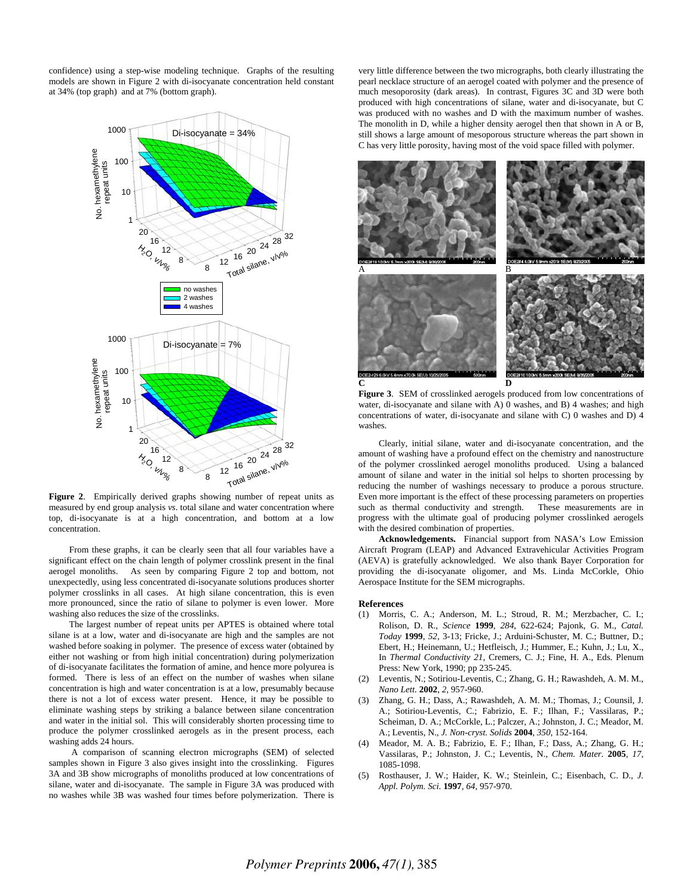confidence) using a step-wise modeling technique. Graphs of the resulting models are shown in Figure 2 with di-isocyanate concentration held constant at 34% (top graph) and at 7% (bottom graph).

1000
100
10
1
No. hexamethylene repeat units
Di-isocyanate = 34%
20
16
12
8
$H_2O$, v/v%
8
12
16
20
24
28
32
Total silane, v/v%

no washes
2 washes
4 washes

1000
100
10
1
No. hexamethylene repeat units
Di-isocyanate = 7%
20
16
12
8
$H_2O$, v/v%
8
12
16
20
24
28
32
Total silane, v/v%

**Figure 2**. Empirically derived graphs showing number of repeat units as measured by end group analysis *vs*. total silane and water concentration where top, di-isocyanate is at a high concentration, and bottom at a low concentration.

From these graphs, it can be clearly seen that all four variables have a significant effect on the chain length of polymer crosslink present in the final aerogel monoliths. As seen by comparing Figure 2 top and bottom, not unexpectedly, using less concentrated di-isocyanate solutions produces shorter polymer crosslinks in all cases. At high silane concentration, this is even more pronounced, since the ratio of silane to polymer is even lower. More washing also reduces the size of the crosslinks.

The largest number of repeat units per APTES is obtained where total silane is at a low, water and di-isocyanate are high and the samples are not washed before soaking in polymer. The presence of excess water (obtained by either not washing or from high initial concentration) during polymerization of di-isocyanate facilitates the formation of amine, and hence more polyurea is formed. There is less of an effect on the number of washes when silane concentration is high and water concentration is at a low, presumably because there is not a lot of excess water present. Hence, it may be possible to eliminate washing steps by striking a balance between silane concentration and water in the initial sol. This will considerably shorten processing time to produce the polymer crosslinked aerogels as in the present process, each washing adds 24 hours.

A comparison of scanning electron micrographs (SEM) of selected samples shown in Figure 3 also gives insight into the crosslinking. Figures 3A and 3B show micrographs of monoliths produced at low concentrations of silane, water and di-isocyanate. The sample in Figure 3A was produced with no washes while 3B was washed four times before polymerization. There is very little difference between the two micrographs, both clearly illustrating the pearl necklace structure of an aerogel coated with polymer and the presence of much mesoporosity (dark areas). In contrast, Figures 3C and 3D were both produced with high concentrations of silane, water and di-isocyanate, but C was produced with no washes and D with the maximum number of washes. The monolith in D, while a higher density aerogel then that shown in A or B, still shows a large amount of mesoporous structure whereas the part shown in C has very little porosity, having most of the void space filled with polymer.

A
B
C
D

**Figure 3**. SEM of crosslinked aerogels produced from low concentrations of water, di-isocyanate and silane with A) 0 washes, and B) 4 washes; and high concentrations of water, di-isocyanate and silane with C) 0 washes and D) 4 washes.

Clearly, initial silane, water and di-isocyanate concentration, and the amount of washing have a profound effect on the chemistry and nanostructure of the polymer crosslinked aerogel monoliths produced. Using a balanced amount of silane and water in the initial sol helps to shorten processing by reducing the number of washings necessary to produce a porous structure. Even more important is the effect of these processing parameters on properties such as thermal conductivity and strength. These measurements are in progress with the ultimate goal of producing polymer crosslinked aerogels with the desired combination of properties.

**Acknowledgements.** Financial support from NASA's Low Emission Aircraft Program (LEAP) and Advanced Extravehicular Activities Program (AEVA) is gratefully acknowledged. We also thank Bayer Corporation for providing the di-isocyanate oligomer, and Ms. Linda McCorkle, Ohio Aerospace Institute for the SEM micrographs.

**References**

(1) Morris, C. A.; Anderson, M. L.; Stroud, R. M.; Merzbacher, C. I.; Rolison, D. R., *Science* **1999**, *284*, 622-624; Pajonk, G. M., *Catal. Today* **1999**, *52*, 3-13; Fricke, J.; Arduini-Schuster, M. C.; Buttner, D.; Ebert, H.; Heinemann, U.; Hetfleisch, J.; Hummer, E.; Kuhn, J.; Lu, X., In *Thermal Conductivity 21*, Cremers, C. J.; Fine, H. A., Eds. Plenum Press: New York, 1990; pp 235-245.

(2) Leventis, N.; Sotiriou-Leventis, C.; Zhang, G. H.; Rawashdeh, A. M. M., *Nano Lett.* **2002**, *2*, 957-960.

(3) Zhang, G. H.; Dass, A.; Rawashdeh, A. M. M.; Thomas, J.; Counsil, J. A.; Sotiriou-Leventis, C.; Fabrizio, E. F.; Ilhan, F.; Vassilaras, P.; Scheiman, D. A.; McCorkle, L.; Palczer, A.; Johnston, J. C.; Meador, M. A.; Leventis, N., *J. Non-cryst. Solids* **2004**, *350*, 152-164.

(4) Meador, M. A. B.; Fabrizio, E. F.; Ilhan, F.; Dass, A.; Zhang, G. H.; Vassilaras, P.; Johnston, J. C.; Leventis, N., *Chem. Mater.* **2005**, *17*, 1085-1098.

(5) Rosthauser, J. W.; Haider, K. W.; Steinlein, C.; Eisenbach, C. D., *J. Appl. Polym. Sci.* **1997**, *64*, 957-970.